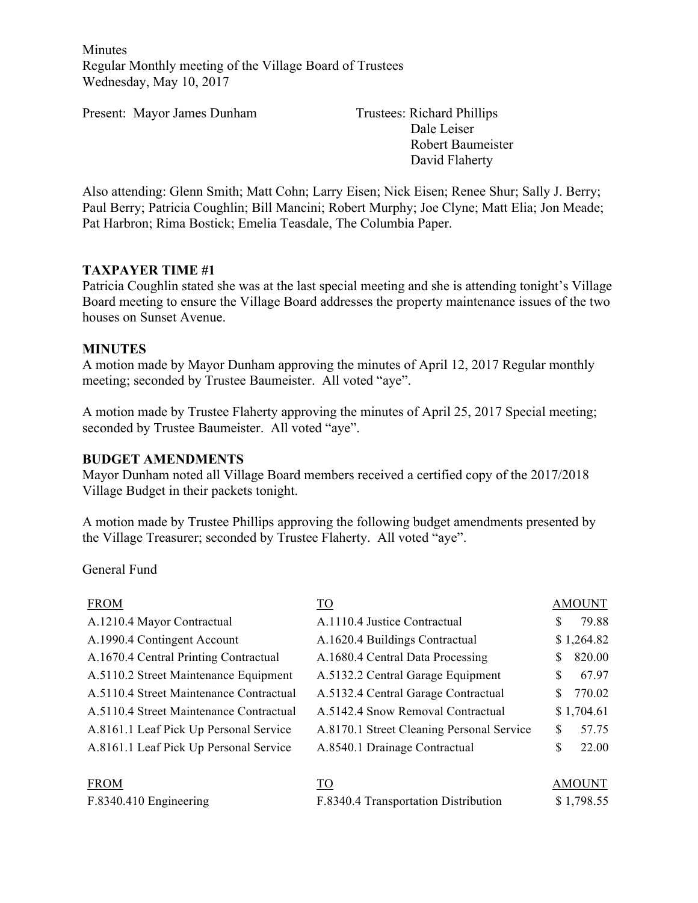Minutes
Regular Monthly meeting of the Village Board of Trustees
Wednesday, May 10, 2017

Present: Mayor James Dunham

Trustees: Richard Phillips
Dale Leiser
Robert Baumeister
David Flaherty

Also attending: Glenn Smith; Matt Cohn; Larry Eisen; Nick Eisen; Renee Shur; Sally J. Berry; Paul Berry; Patricia Coughlin; Bill Mancini; Robert Murphy; Joe Clyne; Matt Elia; Jon Meade; Pat Harbron; Rima Bostick; Emelia Teasdale, The Columbia Paper.

**TAXPAYER TIME #1**

Patricia Coughlin stated she was at the last special meeting and she is attending tonight's Village Board meeting to ensure the Village Board addresses the property maintenance issues of the two houses on Sunset Avenue.

**MINUTES**

A motion made by Mayor Dunham approving the minutes of April 12, 2017 Regular monthly meeting; seconded by Trustee Baumeister. All voted "aye".

A motion made by Trustee Flaherty approving the minutes of April 25, 2017 Special meeting; seconded by Trustee Baumeister. All voted "aye".

**BUDGET AMENDMENTS**

Mayor Dunham noted all Village Board members received a certified copy of the 2017/2018 Village Budget in their packets tonight.

A motion made by Trustee Phillips approving the following budget amendments presented by the Village Treasurer; seconded by Trustee Flaherty. All voted "aye".

General Fund

| FROM | TO | AMOUNT |
|---|---|---|
| A.1210.4 Mayor Contractual | A.1110.4 Justice Contractual | $ 79.88 |
| A.1990.4 Contingent Account | A.1620.4 Buildings Contractual | $ 1,264.82 |
| A.1670.4 Central Printing Contractual | A.1680.4 Central Data Processing | $ 820.00 |
| A.5110.2 Street Maintenance Equipment | A.5132.2 Central Garage Equipment | $ 67.97 |
| A.5110.4 Street Maintenance Contractual | A.5132.4 Central Garage Contractual | $ 770.02 |
| A.5110.4 Street Maintenance Contractual | A.5142.4 Snow Removal Contractual | $ 1,704.61 |
| A.8161.1 Leaf Pick Up Personal Service | A.8170.1 Street Cleaning Personal Service | $ 57.75 |
| A.8161.1 Leaf Pick Up Personal Service | A.8540.1 Drainage Contractual | $ 22.00 |

| FROM | TO | AMOUNT |
|---|---|---|
| F.8340.410 Engineering | F.8340.4 Transportation Distribution | $ 1,798.55 |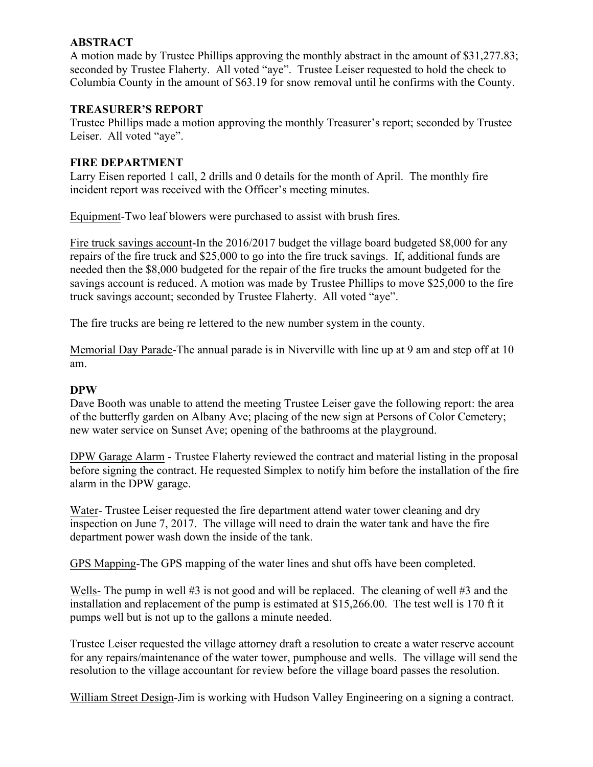**ABSTRACT**

A motion made by Trustee Phillips approving the monthly abstract in the amount of $31,277.83; seconded by Trustee Flaherty. All voted "aye". Trustee Leiser requested to hold the check to Columbia County in the amount of $63.19 for snow removal until he confirms with the County.

**TREASURER'S REPORT**

Trustee Phillips made a motion approving the monthly Treasurer's report; seconded by Trustee Leiser. All voted "aye".

**FIRE DEPARTMENT**

Larry Eisen reported 1 call, 2 drills and 0 details for the month of April. The monthly fire incident report was received with the Officer's meeting minutes.

Equipment-Two leaf blowers were purchased to assist with brush fires.

Fire truck savings account-In the 2016/2017 budget the village board budgeted $8,000 for any repairs of the fire truck and $25,000 to go into the fire truck savings. If, additional funds are needed then the $8,000 budgeted for the repair of the fire trucks the amount budgeted for the savings account is reduced. A motion was made by Trustee Phillips to move $25,000 to the fire truck savings account; seconded by Trustee Flaherty. All voted "aye".

The fire trucks are being re lettered to the new number system in the county.

Memorial Day Parade-The annual parade is in Niverville with line up at 9 am and step off at 10 am.

**DPW**

Dave Booth was unable to attend the meeting Trustee Leiser gave the following report: the area of the butterfly garden on Albany Ave; placing of the new sign at Persons of Color Cemetery; new water service on Sunset Ave; opening of the bathrooms at the playground.

DPW Garage Alarm - Trustee Flaherty reviewed the contract and material listing in the proposal before signing the contract. He requested Simplex to notify him before the installation of the fire alarm in the DPW garage.

Water- Trustee Leiser requested the fire department attend water tower cleaning and dry inspection on June 7, 2017. The village will need to drain the water tank and have the fire department power wash down the inside of the tank.

GPS Mapping-The GPS mapping of the water lines and shut offs have been completed.

Wells- The pump in well #3 is not good and will be replaced. The cleaning of well #3 and the installation and replacement of the pump is estimated at $15,266.00. The test well is 170 ft it pumps well but is not up to the gallons a minute needed.

Trustee Leiser requested the village attorney draft a resolution to create a water reserve account for any repairs/maintenance of the water tower, pumphouse and wells. The village will send the resolution to the village accountant for review before the village board passes the resolution.

William Street Design-Jim is working with Hudson Valley Engineering on a signing a contract.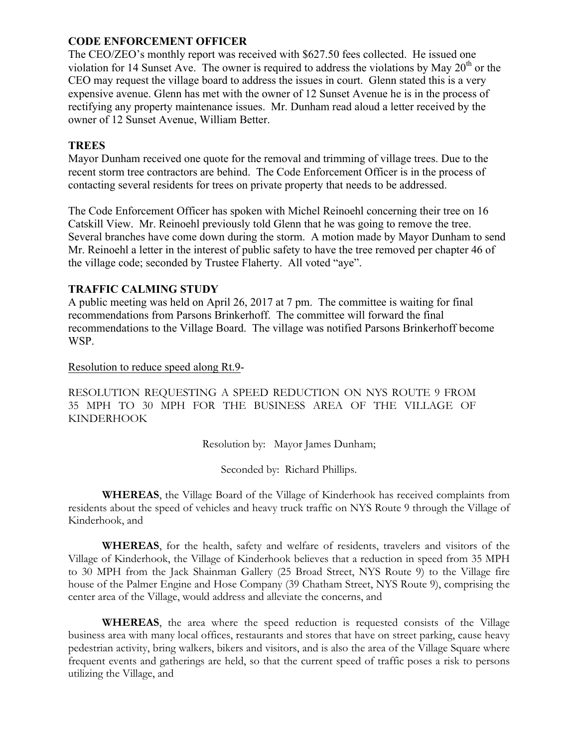## CODE ENFORCEMENT OFFICER

The CEO/ZEO's monthly report was received with $627.50 fees collected. He issued one violation for 14 Sunset Ave. The owner is required to address the violations by May 20th or the CEO may request the village board to address the issues in court. Glenn stated this is a very expensive avenue. Glenn has met with the owner of 12 Sunset Avenue he is in the process of rectifying any property maintenance issues. Mr. Dunham read aloud a letter received by the owner of 12 Sunset Avenue, William Better.

## TREES

Mayor Dunham received one quote for the removal and trimming of village trees. Due to the recent storm tree contractors are behind. The Code Enforcement Officer is in the process of contacting several residents for trees on private property that needs to be addressed.

The Code Enforcement Officer has spoken with Michel Reinoehl concerning their tree on 16 Catskill View. Mr. Reinoehl previously told Glenn that he was going to remove the tree. Several branches have come down during the storm. A motion made by Mayor Dunham to send Mr. Reinoehl a letter in the interest of public safety to have the tree removed per chapter 46 of the village code; seconded by Trustee Flaherty. All voted "aye".

## TRAFFIC CALMING STUDY

A public meeting was held on April 26, 2017 at 7 pm. The committee is waiting for final recommendations from Parsons Brinkerhoff. The committee will forward the final recommendations to the Village Board. The village was notified Parsons Brinkerhoff become WSP.

Resolution to reduce speed along Rt.9-

RESOLUTION REQUESTING A SPEED REDUCTION ON NYS ROUTE 9 FROM 35 MPH TO 30 MPH FOR THE BUSINESS AREA OF THE VILLAGE OF KINDERHOOK

Resolution by: Mayor James Dunham;

Seconded by: Richard Phillips.

**WHEREAS**, the Village Board of the Village of Kinderhook has received complaints from residents about the speed of vehicles and heavy truck traffic on NYS Route 9 through the Village of Kinderhook, and

**WHEREAS**, for the health, safety and welfare of residents, travelers and visitors of the Village of Kinderhook, the Village of Kinderhook believes that a reduction in speed from 35 MPH to 30 MPH from the Jack Shainman Gallery (25 Broad Street, NYS Route 9) to the Village fire house of the Palmer Engine and Hose Company (39 Chatham Street, NYS Route 9), comprising the center area of the Village, would address and alleviate the concerns, and

**WHEREAS**, the area where the speed reduction is requested consists of the Village business area with many local offices, restaurants and stores that have on street parking, cause heavy pedestrian activity, bring walkers, bikers and visitors, and is also the area of the Village Square where frequent events and gatherings are held, so that the current speed of traffic poses a risk to persons utilizing the Village, and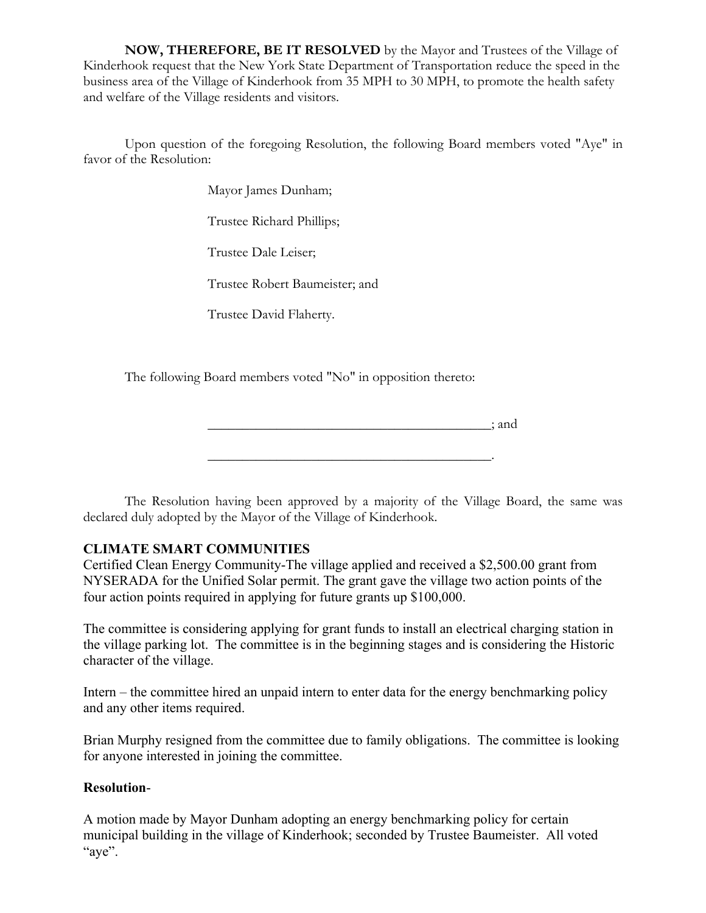**NOW, THEREFORE, BE IT RESOLVED** by the Mayor and Trustees of the Village of Kinderhook request that the New York State Department of Transportation reduce the speed in the business area of the Village of Kinderhook from 35 MPH to 30 MPH, to promote the health safety and welfare of the Village residents and visitors.

Upon question of the foregoing Resolution, the following Board members voted "Aye" in favor of the Resolution:

Mayor James Dunham;

Trustee Richard Phillips;

Trustee Dale Leiser;

Trustee Robert Baumeister; and

Trustee David Flaherty.

The following Board members voted "No" in opposition thereto:

___________________________________________; and

___________________________________________.

The Resolution having been approved by a majority of the Village Board, the same was declared duly adopted by the Mayor of the Village of Kinderhook.

**CLIMATE SMART COMMUNITIES**

Certified Clean Energy Community-The village applied and received a $2,500.00 grant from NYSERADA for the Unified Solar permit. The grant gave the village two action points of the four action points required in applying for future grants up $100,000.

The committee is considering applying for grant funds to install an electrical charging station in the village parking lot. The committee is in the beginning stages and is considering the Historic character of the village.

Intern – the committee hired an unpaid intern to enter data for the energy benchmarking policy and any other items required.

Brian Murphy resigned from the committee due to family obligations. The committee is looking for anyone interested in joining the committee.

**Resolution**-

A motion made by Mayor Dunham adopting an energy benchmarking policy for certain municipal building in the village of Kinderhook; seconded by Trustee Baumeister. All voted "aye".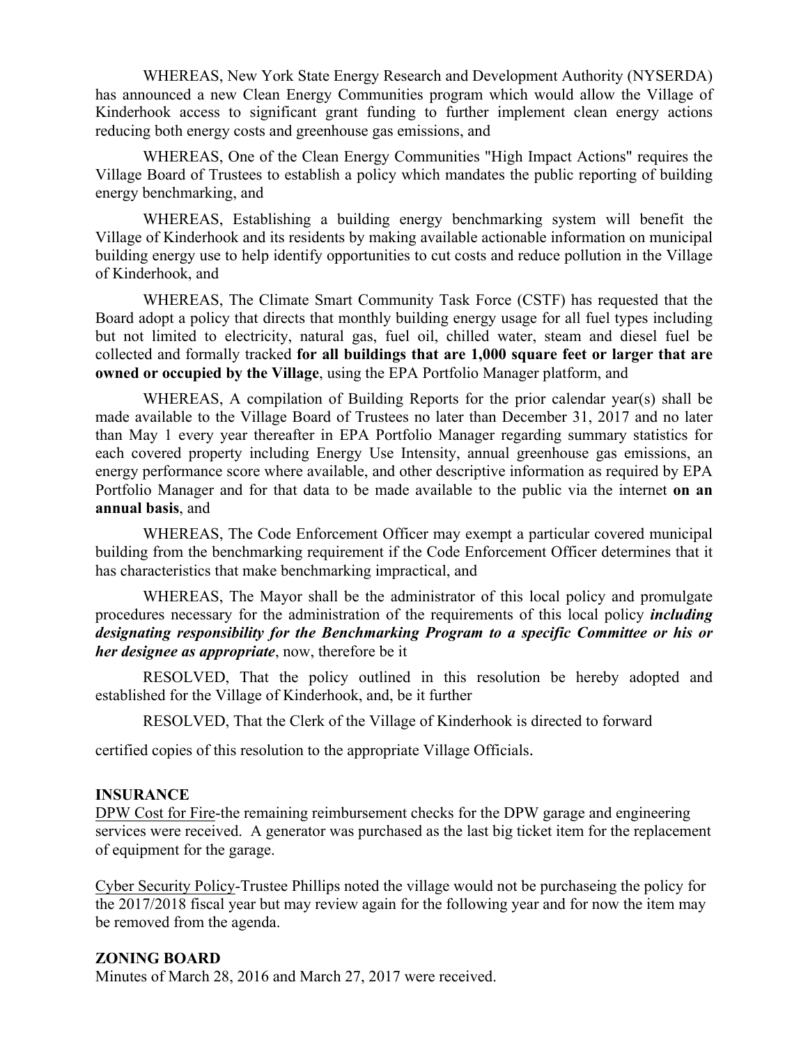WHEREAS, New York State Energy Research and Development Authority (NYSERDA) has announced a new Clean Energy Communities program which would allow the Village of Kinderhook access to significant grant funding to further implement clean energy actions reducing both energy costs and greenhouse gas emissions, and

WHEREAS, One of the Clean Energy Communities "High Impact Actions" requires the Village Board of Trustees to establish a policy which mandates the public reporting of building energy benchmarking, and

WHEREAS, Establishing a building energy benchmarking system will benefit the Village of Kinderhook and its residents by making available actionable information on municipal building energy use to help identify opportunities to cut costs and reduce pollution in the Village of Kinderhook, and

WHEREAS, The Climate Smart Community Task Force (CSTF) has requested that the Board adopt a policy that directs that monthly building energy usage for all fuel types including but not limited to electricity, natural gas, fuel oil, chilled water, steam and diesel fuel be collected and formally tracked **for all buildings that are 1,000 square feet or larger that are owned or occupied by the Village**, using the EPA Portfolio Manager platform, and

WHEREAS, A compilation of Building Reports for the prior calendar year(s) shall be made available to the Village Board of Trustees no later than December 31, 2017 and no later than May 1 every year thereafter in EPA Portfolio Manager regarding summary statistics for each covered property including Energy Use Intensity, annual greenhouse gas emissions, an energy performance score where available, and other descriptive information as required by EPA Portfolio Manager and for that data to be made available to the public via the internet **on an annual basis**, and

WHEREAS, The Code Enforcement Officer may exempt a particular covered municipal building from the benchmarking requirement if the Code Enforcement Officer determines that it has characteristics that make benchmarking impractical, and

WHEREAS, The Mayor shall be the administrator of this local policy and promulgate procedures necessary for the administration of the requirements of this local policy ***including designating responsibility for the Benchmarking Program to a specific Committee or his or her designee as appropriate***, now, therefore be it

RESOLVED, That the policy outlined in this resolution be hereby adopted and established for the Village of Kinderhook, and, be it further

RESOLVED, That the Clerk of the Village of Kinderhook is directed to forward certified copies of this resolution to the appropriate Village Officials.

**INSURANCE**

DPW Cost for Fire-the remaining reimbursement checks for the DPW garage and engineering services were received. A generator was purchased as the last big ticket item for the replacement of equipment for the garage.

Cyber Security Policy-Trustee Phillips noted the village would not be purchaseing the policy for the 2017/2018 fiscal year but may review again for the following year and for now the item may be removed from the agenda.

**ZONING BOARD**

Minutes of March 28, 2016 and March 27, 2017 were received.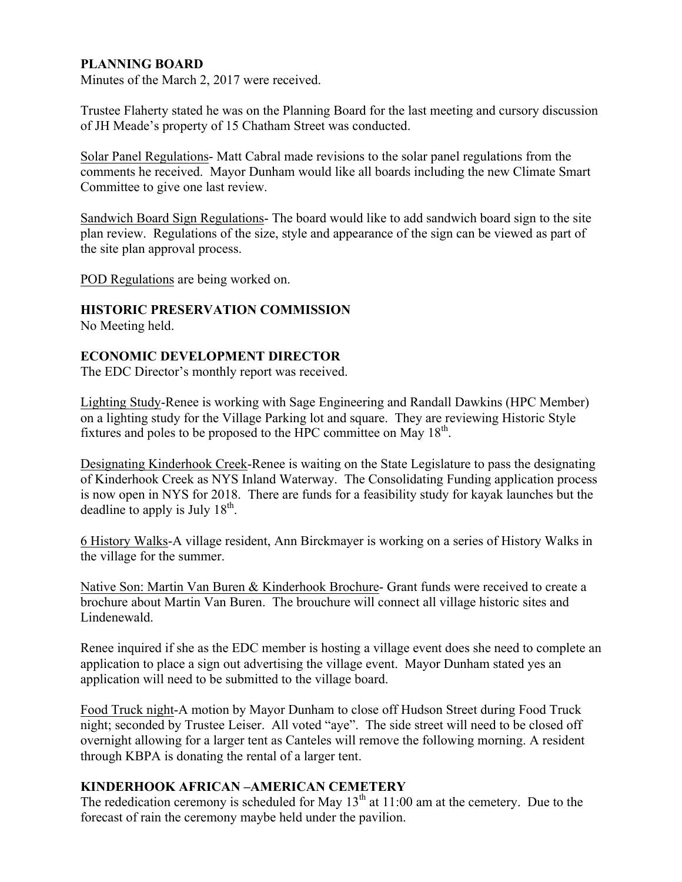## PLANNING BOARD

Minutes of the March 2, 2017 were received.

Trustee Flaherty stated he was on the Planning Board for the last meeting and cursory discussion of JH Meade's property of 15 Chatham Street was conducted.

Solar Panel Regulations- Matt Cabral made revisions to the solar panel regulations from the comments he received. Mayor Dunham would like all boards including the new Climate Smart Committee to give one last review.

Sandwich Board Sign Regulations- The board would like to add sandwich board sign to the site plan review. Regulations of the size, style and appearance of the sign can be viewed as part of the site plan approval process.

POD Regulations are being worked on.

## HISTORIC PRESERVATION COMMISSION

No Meeting held.

## ECONOMIC DEVELOPMENT DIRECTOR

The EDC Director's monthly report was received.

Lighting Study-Renee is working with Sage Engineering and Randall Dawkins (HPC Member) on a lighting study for the Village Parking lot and square. They are reviewing Historic Style fixtures and poles to be proposed to the HPC committee on May 18th.

Designating Kinderhook Creek-Renee is waiting on the State Legislature to pass the designating of Kinderhook Creek as NYS Inland Waterway. The Consolidating Funding application process is now open in NYS for 2018. There are funds for a feasibility study for kayak launches but the deadline to apply is July 18th.

6 History Walks-A village resident, Ann Birckmayer is working on a series of History Walks in the village for the summer.

Native Son: Martin Van Buren & Kinderhook Brochure- Grant funds were received to create a brochure about Martin Van Buren. The brouchure will connect all village historic sites and Lindenewald.

Renee inquired if she as the EDC member is hosting a village event does she need to complete an application to place a sign out advertising the village event. Mayor Dunham stated yes an application will need to be submitted to the village board.

Food Truck night-A motion by Mayor Dunham to close off Hudson Street during Food Truck night; seconded by Trustee Leiser. All voted "aye". The side street will need to be closed off overnight allowing for a larger tent as Canteles will remove the following morning. A resident through KBPA is donating the rental of a larger tent.

## KINDERHOOK AFRICAN –AMERICAN CEMETERY

The rededication ceremony is scheduled for May 13th at 11:00 am at the cemetery. Due to the forecast of rain the ceremony maybe held under the pavilion.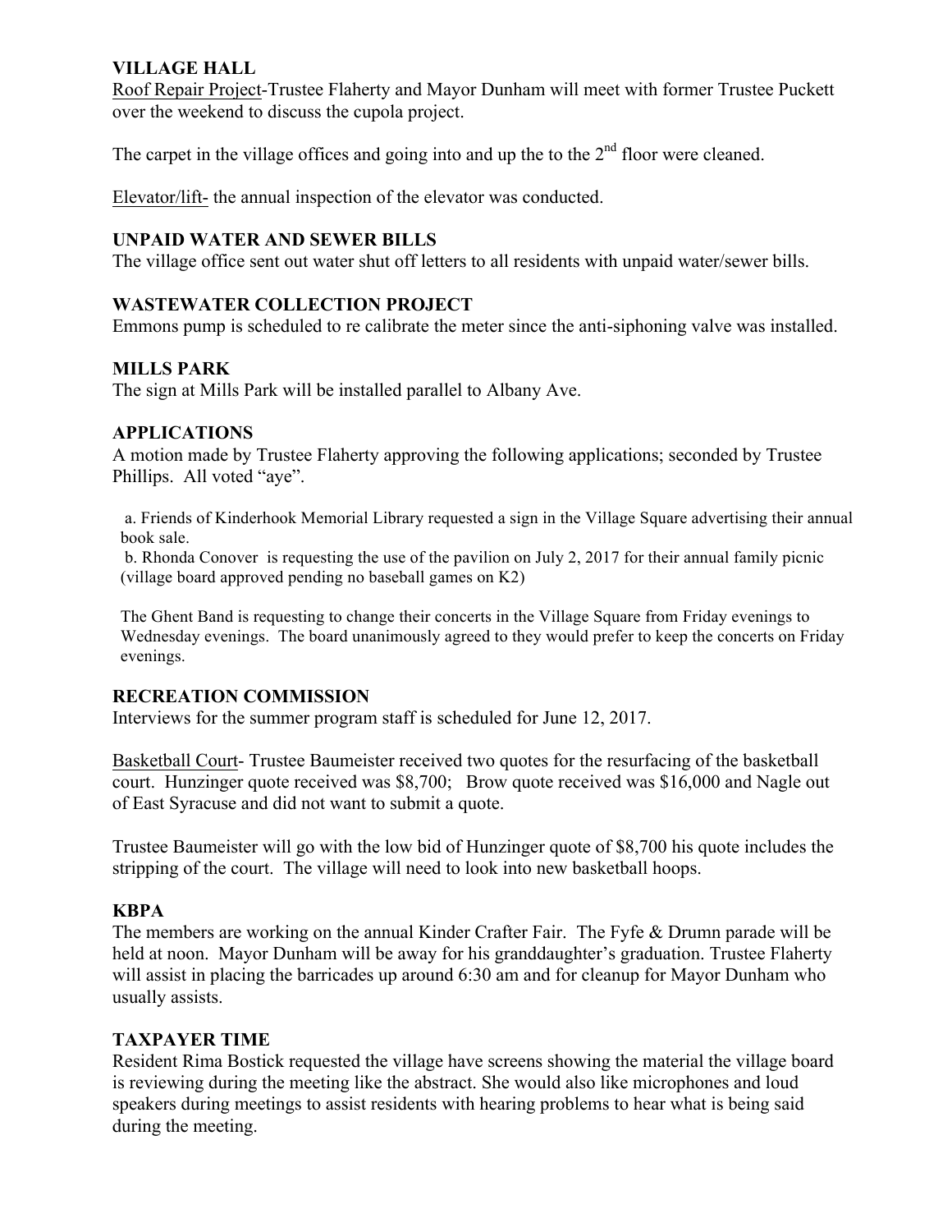**VILLAGE HALL**

Roof Repair Project-Trustee Flaherty and Mayor Dunham will meet with former Trustee Puckett over the weekend to discuss the cupola project.

The carpet in the village offices and going into and up the to the 2nd floor were cleaned.

Elevator/lift- the annual inspection of the elevator was conducted.

**UNPAID WATER AND SEWER BILLS**

The village office sent out water shut off letters to all residents with unpaid water/sewer bills.

**WASTEWATER COLLECTION PROJECT**

Emmons pump is scheduled to re calibrate the meter since the anti-siphoning valve was installed.

**MILLS PARK**

The sign at Mills Park will be installed parallel to Albany Ave.

**APPLICATIONS**

A motion made by Trustee Flaherty approving the following applications; seconded by Trustee Phillips. All voted "aye".

a. Friends of Kinderhook Memorial Library requested a sign in the Village Square advertising their annual book sale.
b. Rhonda Conover is requesting the use of the pavilion on July 2, 2017 for their annual family picnic (village board approved pending no baseball games on K2)

The Ghent Band is requesting to change their concerts in the Village Square from Friday evenings to Wednesday evenings. The board unanimously agreed to they would prefer to keep the concerts on Friday evenings.

**RECREATION COMMISSION**

Interviews for the summer program staff is scheduled for June 12, 2017.

Basketball Court- Trustee Baumeister received two quotes for the resurfacing of the basketball court. Hunzinger quote received was $8,700; Brow quote received was $16,000 and Nagle out of East Syracuse and did not want to submit a quote.

Trustee Baumeister will go with the low bid of Hunzinger quote of $8,700 his quote includes the stripping of the court. The village will need to look into new basketball hoops.

**KBPA**

The members are working on the annual Kinder Crafter Fair. The Fyfe & Drumn parade will be held at noon. Mayor Dunham will be away for his granddaughter's graduation. Trustee Flaherty will assist in placing the barricades up around 6:30 am and for cleanup for Mayor Dunham who usually assists.

**TAXPAYER TIME**

Resident Rima Bostick requested the village have screens showing the material the village board is reviewing during the meeting like the abstract. She would also like microphones and loud speakers during meetings to assist residents with hearing problems to hear what is being said during the meeting.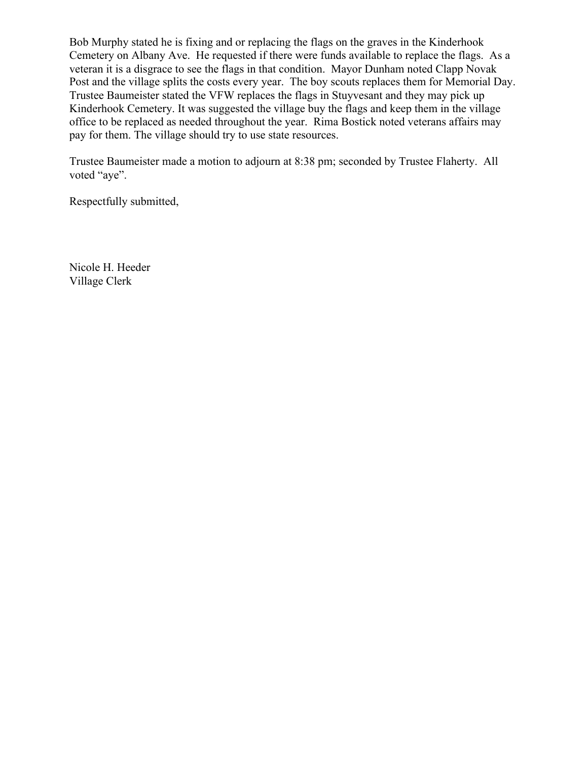Bob Murphy stated he is fixing and or replacing the flags on the graves in the Kinderhook Cemetery on Albany Ave. He requested if there were funds available to replace the flags. As a veteran it is a disgrace to see the flags in that condition. Mayor Dunham noted Clapp Novak Post and the village splits the costs every year. The boy scouts replaces them for Memorial Day. Trustee Baumeister stated the VFW replaces the flags in Stuyvesant and they may pick up Kinderhook Cemetery. It was suggested the village buy the flags and keep them in the village office to be replaced as needed throughout the year. Rima Bostick noted veterans affairs may pay for them. The village should try to use state resources.

Trustee Baumeister made a motion to adjourn at 8:38 pm; seconded by Trustee Flaherty. All voted "aye".

Respectfully submitted,

Nicole H. Heeder
Village Clerk